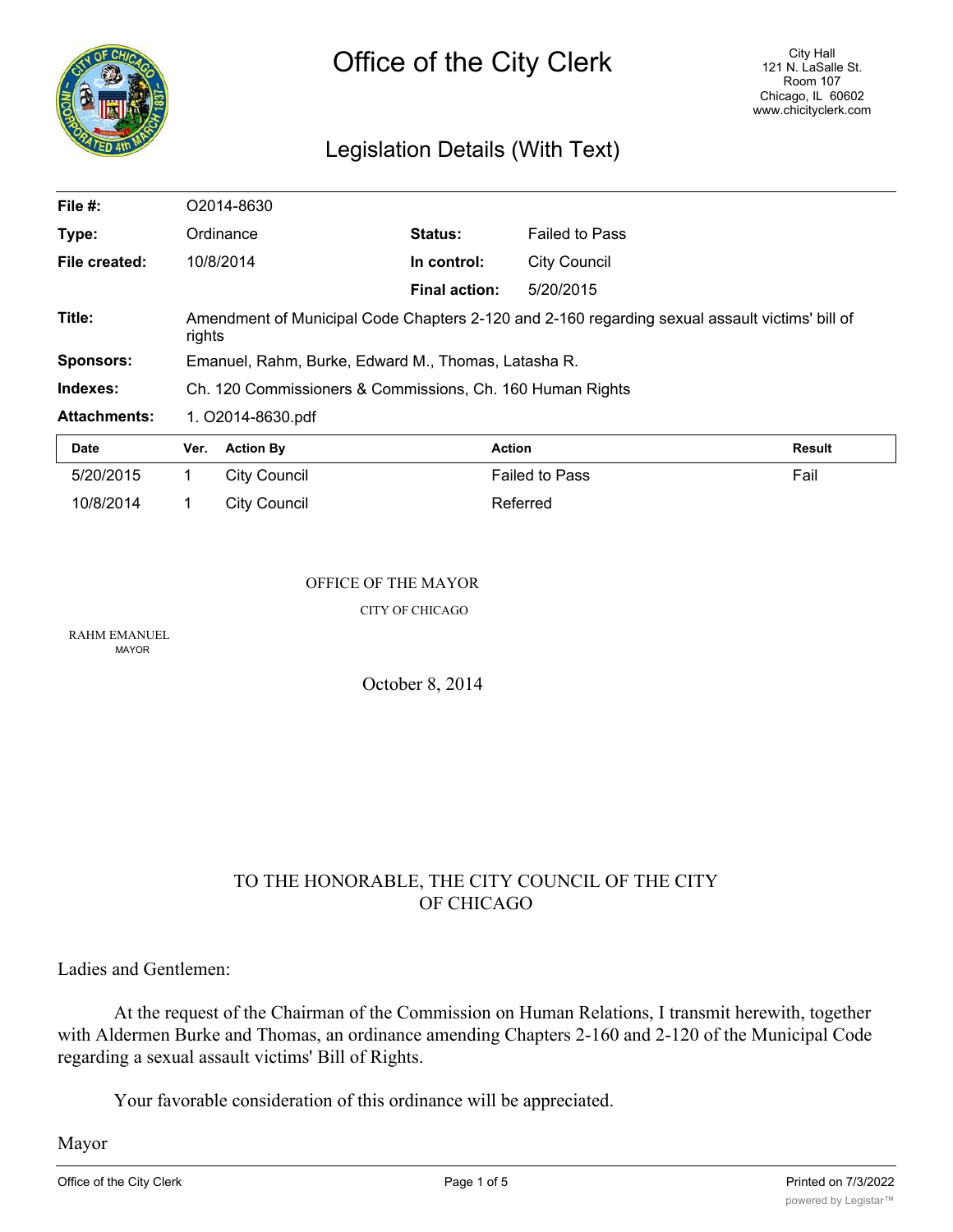# Office of the City Clerk

City Hall
121 N. LaSalle St.
Room 107
Chicago, IL 60602
www.chicityclerk.com

## Legislation Details (With Text)

| | | | |
|---|---|---|---|
| **File #:** | O2014-8630 | | |
| **Type:** | Ordinance | **Status:** | Failed to Pass |
| **File created:** | 10/8/2014 | **In control:** | City Council |
| | | **Final action:** | 5/20/2015 |
| **Title:** | Amendment of Municipal Code Chapters 2-120 and 2-160 regarding sexual assault victims' bill of rights | | |
| **Sponsors:** | Emanuel, Rahm, Burke, Edward M., Thomas, Latasha R. | | |
| **Indexes:** | Ch. 120 Commissioners & Commissions, Ch. 160 Human Rights | | |
| **Attachments:** | 1. O2014-8630.pdf | | |

| Date | Ver. | Action By | Action | Result |
|---|---|---|---|---|
| 5/20/2015 | 1 | City Council | Failed to Pass | Fail |
| 10/8/2014 | 1 | City Council | Referred | |

OFFICE OF THE MAYOR

CITY OF CHICAGO

RAHM EMANUEL
MAYOR

October 8, 2014

TO THE HONORABLE, THE CITY COUNCIL OF THE CITY OF CHICAGO

Ladies and Gentlemen:

At the request of the Chairman of the Commission on Human Relations, I transmit herewith, together with Aldermen Burke and Thomas, an ordinance amending Chapters 2-160 and 2-120 of the Municipal Code regarding a sexual assault victims' Bill of Rights.

Your favorable consideration of this ordinance will be appreciated.

Mayor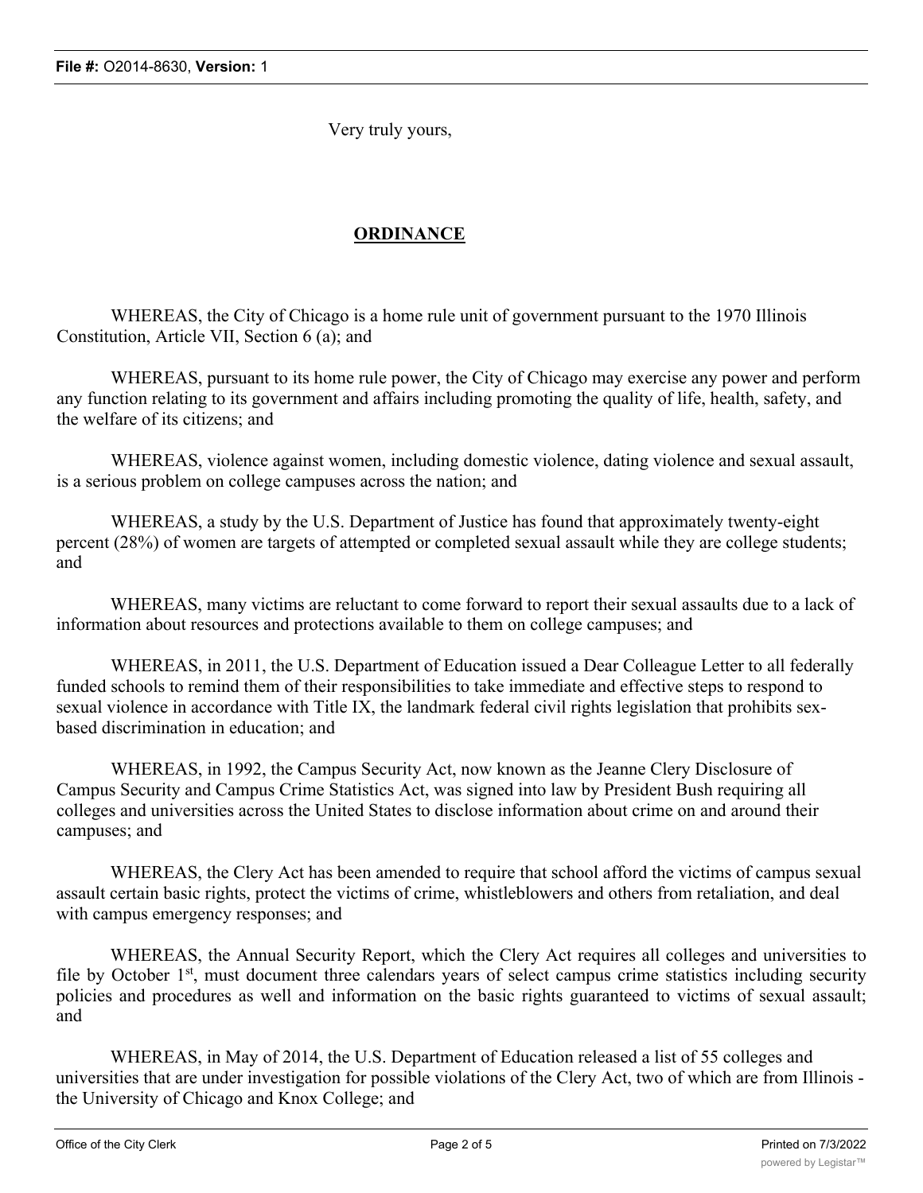Very truly yours,

## ORDINANCE

WHEREAS, the City of Chicago is a home rule unit of government pursuant to the 1970 Illinois Constitution, Article VII, Section 6 (a); and

WHEREAS, pursuant to its home rule power, the City of Chicago may exercise any power and perform any function relating to its government and affairs including promoting the quality of life, health, safety, and the welfare of its citizens; and

WHEREAS, violence against women, including domestic violence, dating violence and sexual assault, is a serious problem on college campuses across the nation; and

WHEREAS, a study by the U.S. Department of Justice has found that approximately twenty-eight percent (28%) of women are targets of attempted or completed sexual assault while they are college students; and

WHEREAS, many victims are reluctant to come forward to report their sexual assaults due to a lack of information about resources and protections available to them on college campuses; and

WHEREAS, in 2011, the U.S. Department of Education issued a Dear Colleague Letter to all federally funded schools to remind them of their responsibilities to take immediate and effective steps to respond to sexual violence in accordance with Title IX, the landmark federal civil rights legislation that prohibits sex-based discrimination in education; and

WHEREAS, in 1992, the Campus Security Act, now known as the Jeanne Clery Disclosure of Campus Security and Campus Crime Statistics Act, was signed into law by President Bush requiring all colleges and universities across the United States to disclose information about crime on and around their campuses; and

WHEREAS, the Clery Act has been amended to require that school afford the victims of campus sexual assault certain basic rights, protect the victims of crime, whistleblowers and others from retaliation, and deal with campus emergency responses; and

WHEREAS, the Annual Security Report, which the Clery Act requires all colleges and universities to file by October 1st, must document three calendars years of select campus crime statistics including security policies and procedures as well and information on the basic rights guaranteed to victims of sexual assault; and

WHEREAS, in May of 2014, the U.S. Department of Education released a list of 55 colleges and universities that are under investigation for possible violations of the Clery Act, two of which are from Illinois - the University of Chicago and Knox College; and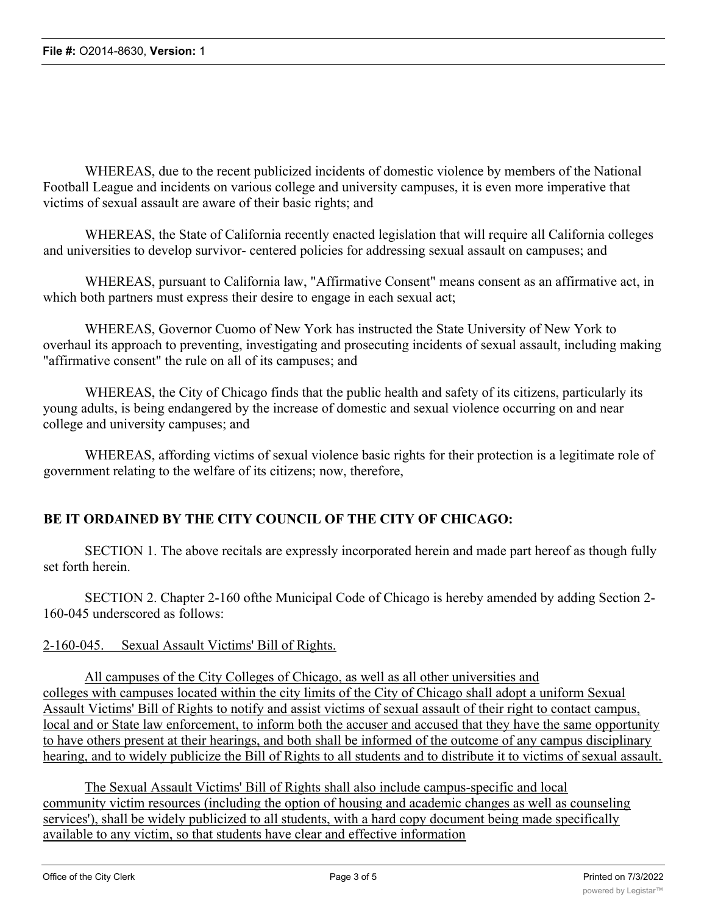WHEREAS, due to the recent publicized incidents of domestic violence by members of the National Football League and incidents on various college and university campuses, it is even more imperative that victims of sexual assault are aware of their basic rights; and

WHEREAS, the State of California recently enacted legislation that will require all California colleges and universities to develop survivor- centered policies for addressing sexual assault on campuses; and

WHEREAS, pursuant to California law, "Affirmative Consent" means consent as an affirmative act, in which both partners must express their desire to engage in each sexual act;

WHEREAS, Governor Cuomo of New York has instructed the State University of New York to overhaul its approach to preventing, investigating and prosecuting incidents of sexual assault, including making "affirmative consent" the rule on all of its campuses; and

WHEREAS, the City of Chicago finds that the public health and safety of its citizens, particularly its young adults, is being endangered by the increase of domestic and sexual violence occurring on and near college and university campuses; and

WHEREAS, affording victims of sexual violence basic rights for their protection is a legitimate role of government relating to the welfare of its citizens; now, therefore,

**BE IT ORDAINED BY THE CITY COUNCIL OF THE CITY OF CHICAGO:**

SECTION 1. The above recitals are expressly incorporated herein and made part hereof as though fully set forth herein.

SECTION 2. Chapter 2-160 ofthe Municipal Code of Chicago is hereby amended by adding Section 2-160-045 underscored as follows:

2-160-045. Sexual Assault Victims' Bill of Rights.

All campuses of the City Colleges of Chicago, as well as all other universities and colleges with campuses located within the city limits of the City of Chicago shall adopt a uniform Sexual Assault Victims' Bill of Rights to notify and assist victims of sexual assault of their right to contact campus, local and or State law enforcement, to inform both the accuser and accused that they have the same opportunity to have others present at their hearings, and both shall be informed of the outcome of any campus disciplinary hearing, and to widely publicize the Bill of Rights to all students and to distribute it to victims of sexual assault.

The Sexual Assault Victims' Bill of Rights shall also include campus-specific and local community victim resources (including the option of housing and academic changes as well as counseling services'), shall be widely publicized to all students, with a hard copy document being made specifically available to any victim, so that students have clear and effective information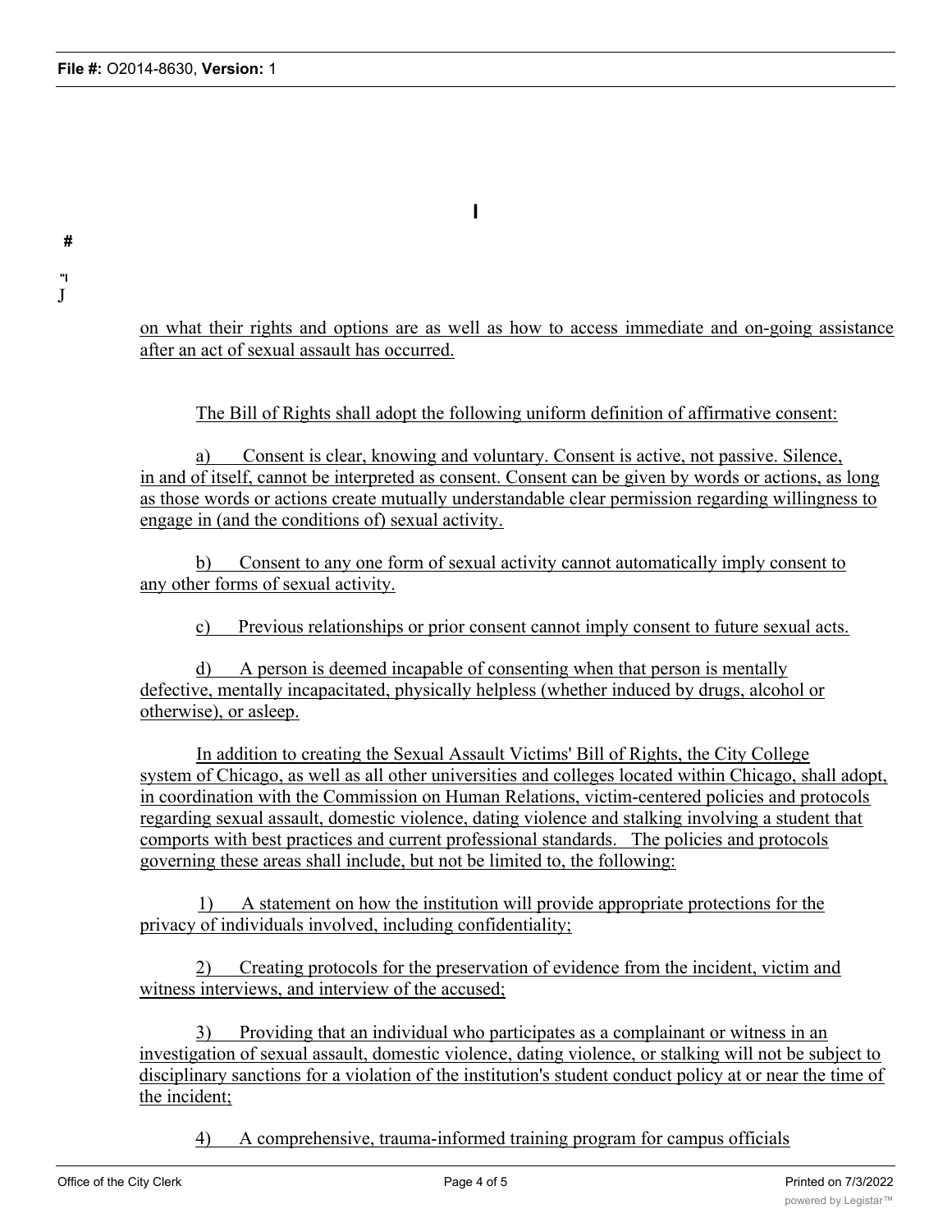on what their rights and options are as well as how to access immediate and on-going assistance after an act of sexual assault has occurred.

The Bill of Rights shall adopt the following uniform definition of affirmative consent:

a) Consent is clear, knowing and voluntary. Consent is active, not passive. Silence, in and of itself, cannot be interpreted as consent. Consent can be given by words or actions, as long as those words or actions create mutually understandable clear permission regarding willingness to engage in (and the conditions of) sexual activity.

b) Consent to any one form of sexual activity cannot automatically imply consent to any other forms of sexual activity.

c) Previous relationships or prior consent cannot imply consent to future sexual acts.

d) A person is deemed incapable of consenting when that person is mentally defective, mentally incapacitated, physically helpless (whether induced by drugs, alcohol or otherwise), or asleep.

In addition to creating the Sexual Assault Victims' Bill of Rights, the City College system of Chicago, as well as all other universities and colleges located within Chicago, shall adopt, in coordination with the Commission on Human Relations, victim-centered policies and protocols regarding sexual assault, domestic violence, dating violence and stalking involving a student that comports with best practices and current professional standards. The policies and protocols governing these areas shall include, but not be limited to, the following:

1) A statement on how the institution will provide appropriate protections for the privacy of individuals involved, including confidentiality;

2) Creating protocols for the preservation of evidence from the incident, victim and witness interviews, and interview of the accused;

3) Providing that an individual who participates as a complainant or witness in an investigation of sexual assault, domestic violence, dating violence, or stalking will not be subject to disciplinary sanctions for a violation of the institution's student conduct policy at or near the time of the incident;

4) A comprehensive, trauma-informed training program for campus officials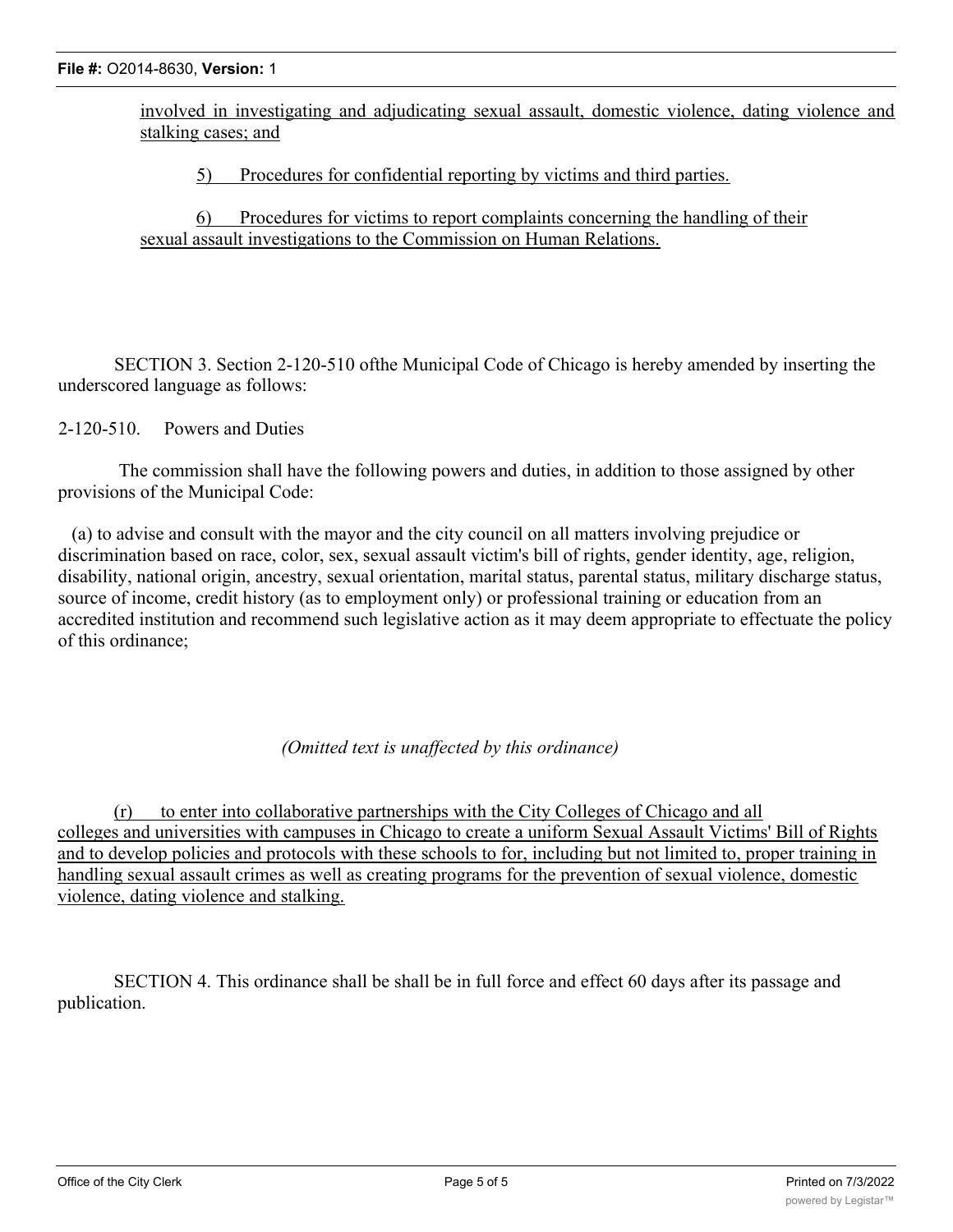involved in investigating and adjudicating sexual assault, domestic violence, dating violence and stalking cases; and

5) Procedures for confidential reporting by victims and third parties.

6) Procedures for victims to report complaints concerning the handling of their sexual assault investigations to the Commission on Human Relations.

SECTION 3. Section 2-120-510 ofthe Municipal Code of Chicago is hereby amended by inserting the underscored language as follows:

2-120-510. Powers and Duties

The commission shall have the following powers and duties, in addition to those assigned by other provisions of the Municipal Code:

(a) to advise and consult with the mayor and the city council on all matters involving prejudice or discrimination based on race, color, sex, sexual assault victim's bill of rights, gender identity, age, religion, disability, national origin, ancestry, sexual orientation, marital status, parental status, military discharge status, source of income, credit history (as to employment only) or professional training or education from an accredited institution and recommend such legislative action as it may deem appropriate to effectuate the policy of this ordinance;

*(Omitted text is unaffected by this ordinance)*

(r) to enter into collaborative partnerships with the City Colleges of Chicago and all colleges and universities with campuses in Chicago to create a uniform Sexual Assault Victims' Bill of Rights and to develop policies and protocols with these schools to for, including but not limited to, proper training in handling sexual assault crimes as well as creating programs for the prevention of sexual violence, domestic violence, dating violence and stalking.

SECTION 4. This ordinance shall be shall be in full force and effect 60 days after its passage and publication.